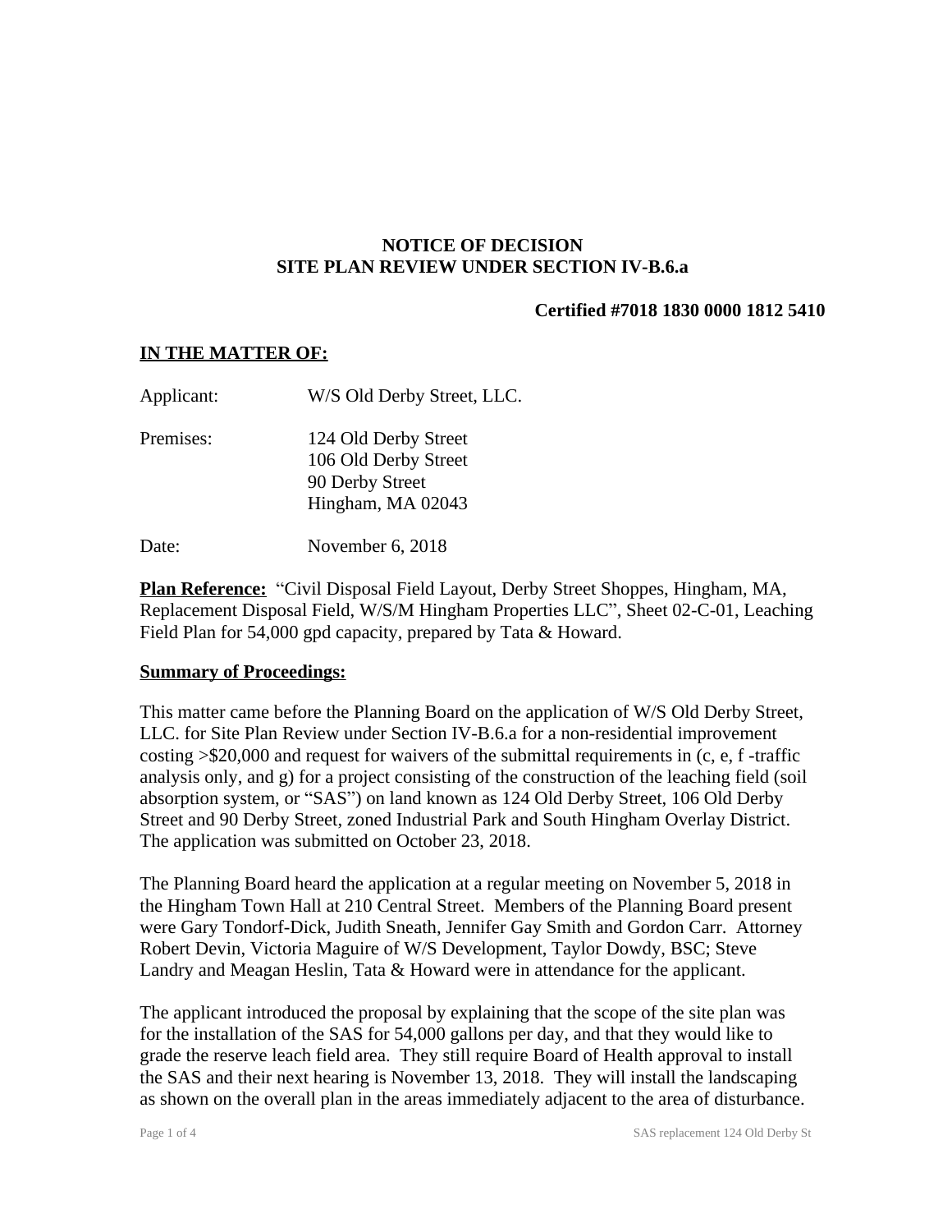**NOTICE OF DECISION**
**SITE PLAN REVIEW UNDER SECTION IV-B.6.a**

**Certified #7018 1830 0000 1812 5410**

**<u>IN THE MATTER OF:</u>**

Applicant: W/S Old Derby Street, LLC.

Premises: 124 Old Derby Street
106 Old Derby Street
90 Derby Street
Hingham, MA 02043

Date: November 6, 2018

**<u>Plan Reference:</u>** "Civil Disposal Field Layout, Derby Street Shoppes, Hingham, MA, Replacement Disposal Field, W/S/M Hingham Properties LLC", Sheet 02-C-01, Leaching Field Plan for 54,000 gpd capacity, prepared by Tata & Howard.

**<u>Summary of Proceedings:</u>**

This matter came before the Planning Board on the application of W/S Old Derby Street, LLC. for Site Plan Review under Section IV-B.6.a for a non-residential improvement costing >$20,000 and request for waivers of the submittal requirements in (c, e, f -traffic analysis only, and g) for a project consisting of the construction of the leaching field (soil absorption system, or "SAS") on land known as 124 Old Derby Street, 106 Old Derby Street and 90 Derby Street, zoned Industrial Park and South Hingham Overlay District. The application was submitted on October 23, 2018.

The Planning Board heard the application at a regular meeting on November 5, 2018 in the Hingham Town Hall at 210 Central Street. Members of the Planning Board present were Gary Tondorf-Dick, Judith Sneath, Jennifer Gay Smith and Gordon Carr. Attorney Robert Devin, Victoria Maguire of W/S Development, Taylor Dowdy, BSC; Steve Landry and Meagan Heslin, Tata & Howard were in attendance for the applicant.

The applicant introduced the proposal by explaining that the scope of the site plan was for the installation of the SAS for 54,000 gallons per day, and that they would like to grade the reserve leach field area. They still require Board of Health approval to install the SAS and their next hearing is November 13, 2018. They will install the landscaping as shown on the overall plan in the areas immediately adjacent to the area of disturbance.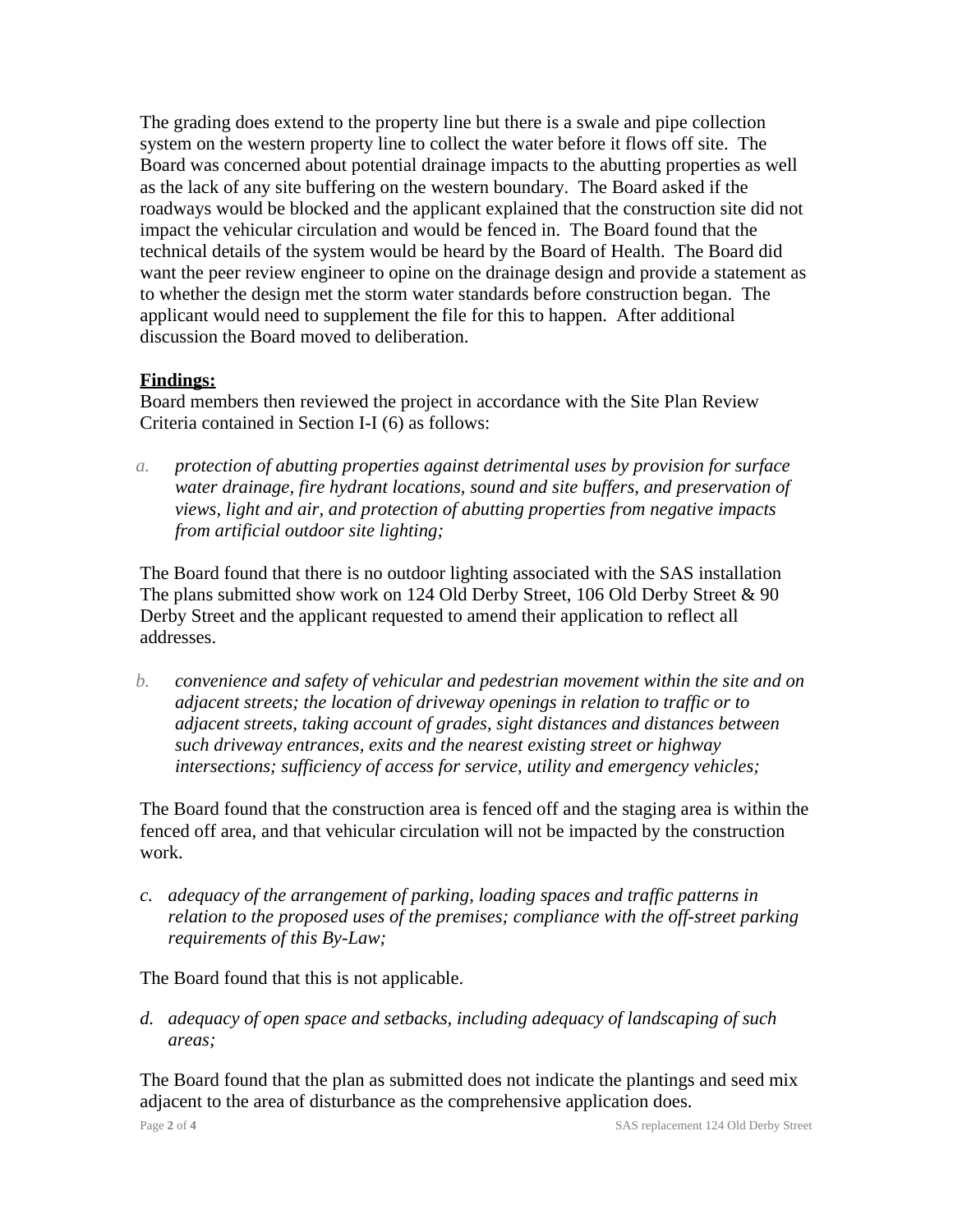The grading does extend to the property line but there is a swale and pipe collection system on the western property line to collect the water before it flows off site. The Board was concerned about potential drainage impacts to the abutting properties as well as the lack of any site buffering on the western boundary. The Board asked if the roadways would be blocked and the applicant explained that the construction site did not impact the vehicular circulation and would be fenced in. The Board found that the technical details of the system would be heard by the Board of Health. The Board did want the peer review engineer to opine on the drainage design and provide a statement as to whether the design met the storm water standards before construction began. The applicant would need to supplement the file for this to happen. After additional discussion the Board moved to deliberation.

**Findings:**

Board members then reviewed the project in accordance with the Site Plan Review Criteria contained in Section I-I (6) as follows:

a. *protection of abutting properties against detrimental uses by provision for surface water drainage, fire hydrant locations, sound and site buffers, and preservation of views, light and air, and protection of abutting properties from negative impacts from artificial outdoor site lighting;*

The Board found that there is no outdoor lighting associated with the SAS installation The plans submitted show work on 124 Old Derby Street, 106 Old Derby Street & 90 Derby Street and the applicant requested to amend their application to reflect all addresses.

b. *convenience and safety of vehicular and pedestrian movement within the site and on adjacent streets; the location of driveway openings in relation to traffic or to adjacent streets, taking account of grades, sight distances and distances between such driveway entrances, exits and the nearest existing street or highway intersections; sufficiency of access for service, utility and emergency vehicles;*

The Board found that the construction area is fenced off and the staging area is within the fenced off area, and that vehicular circulation will not be impacted by the construction work.

c. *adequacy of the arrangement of parking, loading spaces and traffic patterns in relation to the proposed uses of the premises; compliance with the off-street parking requirements of this By-Law;*

The Board found that this is not applicable.

d. *adequacy of open space and setbacks, including adequacy of landscaping of such areas;*

The Board found that the plan as submitted does not indicate the plantings and seed mix adjacent to the area of disturbance as the comprehensive application does.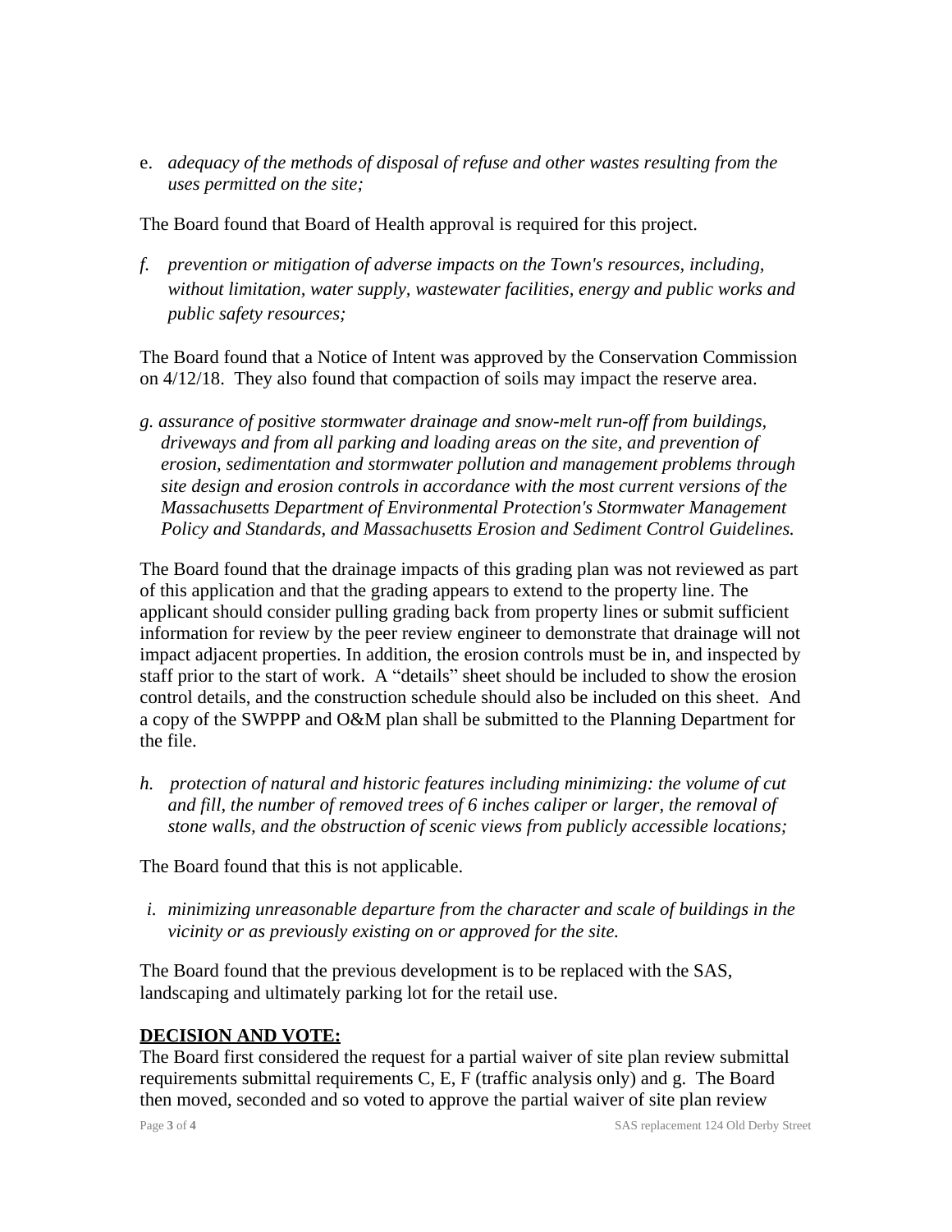e. *adequacy of the methods of disposal of refuse and other wastes resulting from the uses permitted on the site;*

The Board found that Board of Health approval is required for this project.

*f. prevention or mitigation of adverse impacts on the Town's resources, including, without limitation, water supply, wastewater facilities, energy and public works and public safety resources;*

The Board found that a Notice of Intent was approved by the Conservation Commission on 4/12/18. They also found that compaction of soils may impact the reserve area.

*g. assurance of positive stormwater drainage and snow-melt run-off from buildings, driveways and from all parking and loading areas on the site, and prevention of erosion, sedimentation and stormwater pollution and management problems through site design and erosion controls in accordance with the most current versions of the Massachusetts Department of Environmental Protection's Stormwater Management Policy and Standards, and Massachusetts Erosion and Sediment Control Guidelines.*

The Board found that the drainage impacts of this grading plan was not reviewed as part of this application and that the grading appears to extend to the property line. The applicant should consider pulling grading back from property lines or submit sufficient information for review by the peer review engineer to demonstrate that drainage will not impact adjacent properties. In addition, the erosion controls must be in, and inspected by staff prior to the start of work. A "details" sheet should be included to show the erosion control details, and the construction schedule should also be included on this sheet. And a copy of the SWPPP and O&M plan shall be submitted to the Planning Department for the file.

*h. protection of natural and historic features including minimizing: the volume of cut and fill, the number of removed trees of 6 inches caliper or larger, the removal of stone walls, and the obstruction of scenic views from publicly accessible locations;*

The Board found that this is not applicable.

*i. minimizing unreasonable departure from the character and scale of buildings in the vicinity or as previously existing on or approved for the site.*

The Board found that the previous development is to be replaced with the SAS, landscaping and ultimately parking lot for the retail use.

**DECISION AND VOTE:**

The Board first considered the request for a partial waiver of site plan review submittal requirements submittal requirements C, E, F (traffic analysis only) and g. The Board then moved, seconded and so voted to approve the partial waiver of site plan review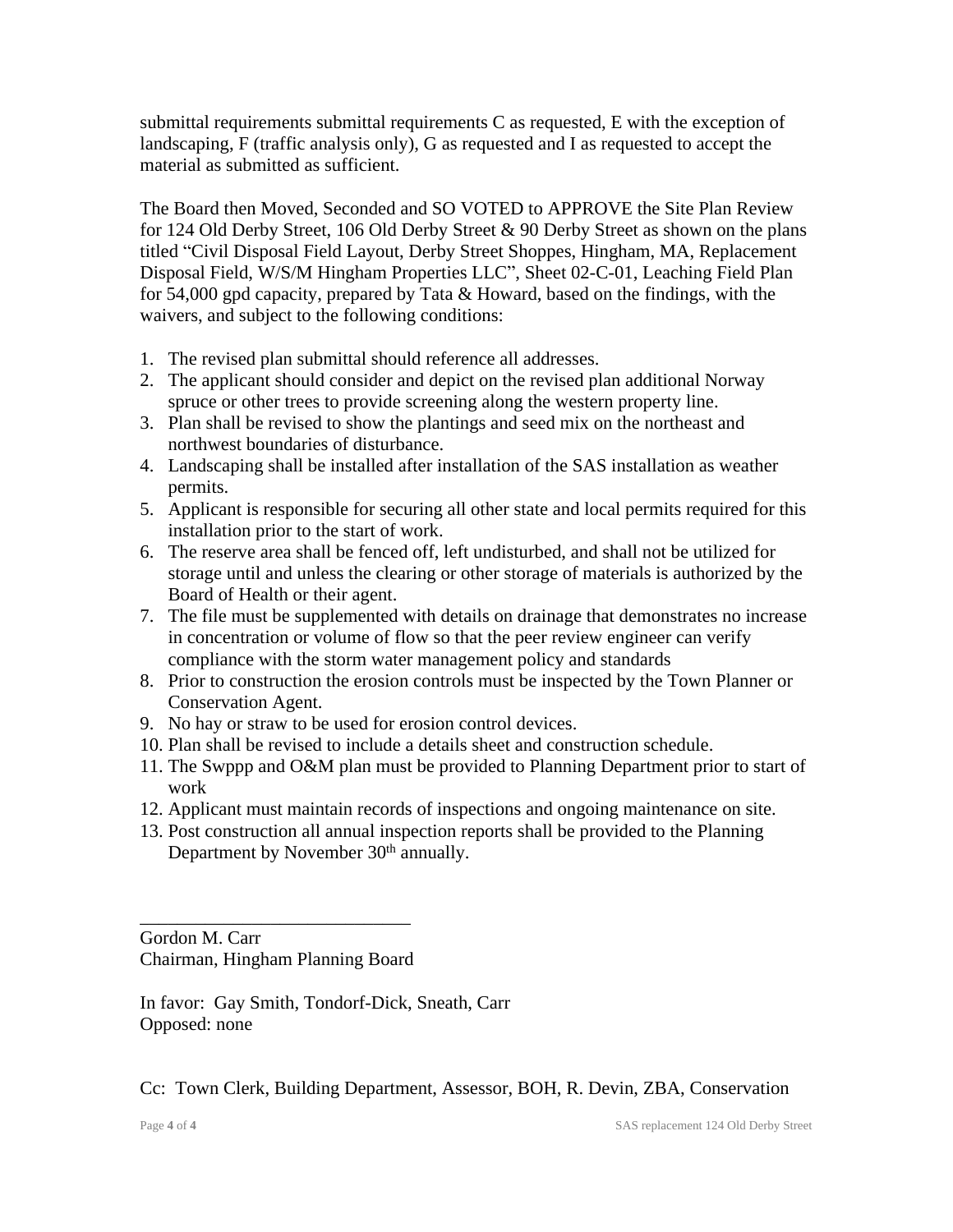submittal requirements submittal requirements C as requested, E with the exception of landscaping, F (traffic analysis only), G as requested and I as requested to accept the material as submitted as sufficient.

The Board then Moved, Seconded and SO VOTED to APPROVE the Site Plan Review for 124 Old Derby Street, 106 Old Derby Street & 90 Derby Street as shown on the plans titled "Civil Disposal Field Layout, Derby Street Shoppes, Hingham, MA, Replacement Disposal Field, W/S/M Hingham Properties LLC", Sheet 02-C-01, Leaching Field Plan for 54,000 gpd capacity, prepared by Tata & Howard, based on the findings, with the waivers, and subject to the following conditions:

1. The revised plan submittal should reference all addresses.
2. The applicant should consider and depict on the revised plan additional Norway spruce or other trees to provide screening along the western property line.
3. Plan shall be revised to show the plantings and seed mix on the northeast and northwest boundaries of disturbance.
4. Landscaping shall be installed after installation of the SAS installation as weather permits.
5. Applicant is responsible for securing all other state and local permits required for this installation prior to the start of work.
6. The reserve area shall be fenced off, left undisturbed, and shall not be utilized for storage until and unless the clearing or other storage of materials is authorized by the Board of Health or their agent.
7. The file must be supplemented with details on drainage that demonstrates no increase in concentration or volume of flow so that the peer review engineer can verify compliance with the storm water management policy and standards
8. Prior to construction the erosion controls must be inspected by the Town Planner or Conservation Agent.
9. No hay or straw to be used for erosion control devices.
10. Plan shall be revised to include a details sheet and construction schedule.
11. The Swppp and O&M plan must be provided to Planning Department prior to start of work
12. Applicant must maintain records of inspections and ongoing maintenance on site.
13. Post construction all annual inspection reports shall be provided to the Planning Department by November 30th annually.

\_\_\_\_\_\_\_\_\_\_\_\_\_\_\_\_\_\_\_\_\_\_\_\_\_\_\_\_\_\_

Gordon M. Carr
Chairman, Hingham Planning Board

In favor: Gay Smith, Tondorf-Dick, Sneath, Carr
Opposed: none

Cc: Town Clerk, Building Department, Assessor, BOH, R. Devin, ZBA, Conservation